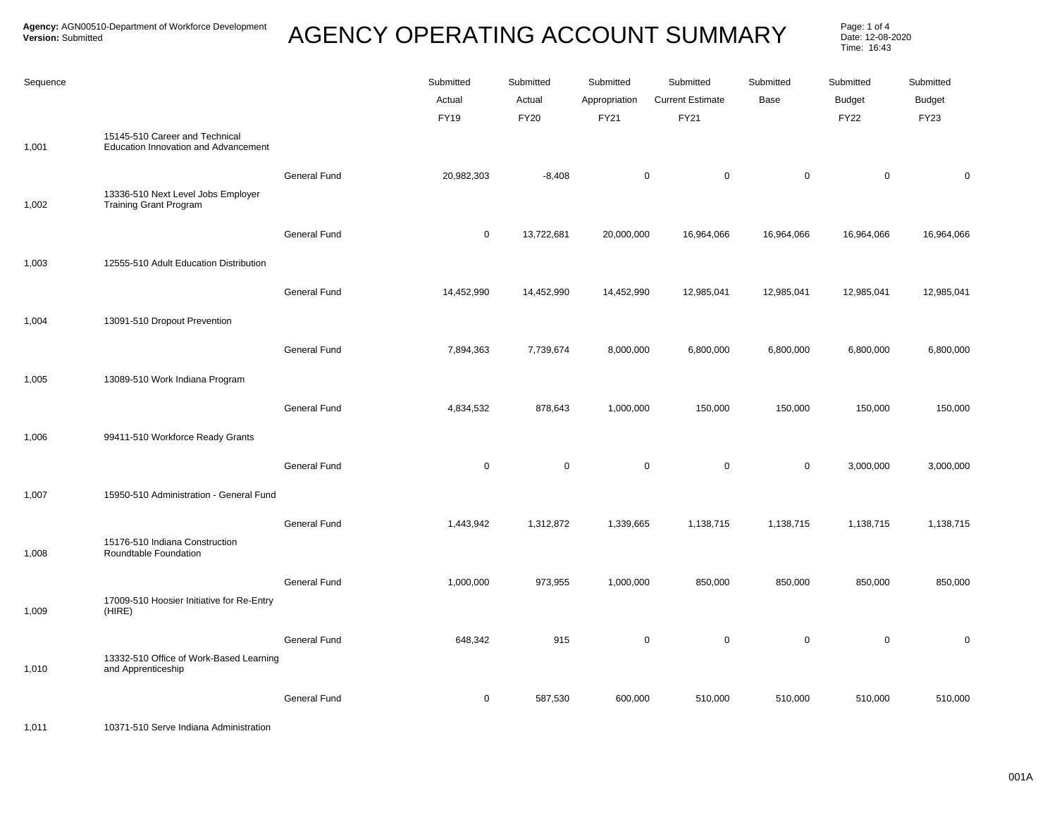**Agency:** AGN00510-Department of Workforce Development
**Version:** Submitted

# AGENCY OPERATING ACCOUNT SUMMARY

Date: 12-08-2020
Time: 16:43

| Sequence | | | Submitted Actual FY19 | Submitted Actual FY20 | Submitted Appropriation FY21 | Submitted Current Estimate FY21 | Submitted Base | Submitted Budget FY22 | Submitted Budget FY23 |
|---|---|---|---|---|---|---|---|---|---|
| 1,001 | 15145-510 Career and Technical Education Innovation and Advancement | | | | | | | | |
| | | General Fund | 20,982,303 | -8,408 | 0 | 0 | 0 | 0 | 0 |
| 1,002 | 13336-510 Next Level Jobs Employer Training Grant Program | | | | | | | | |
| | | General Fund | 0 | 13,722,681 | 20,000,000 | 16,964,066 | 16,964,066 | 16,964,066 | 16,964,066 |
| 1,003 | 12555-510 Adult Education Distribution | | | | | | | | |
| | | General Fund | 14,452,990 | 14,452,990 | 14,452,990 | 12,985,041 | 12,985,041 | 12,985,041 | 12,985,041 |
| 1,004 | 13091-510 Dropout Prevention | | | | | | | | |
| | | General Fund | 7,894,363 | 7,739,674 | 8,000,000 | 6,800,000 | 6,800,000 | 6,800,000 | 6,800,000 |
| 1,005 | 13089-510 Work Indiana Program | | | | | | | | |
| | | General Fund | 4,834,532 | 878,643 | 1,000,000 | 150,000 | 150,000 | 150,000 | 150,000 |
| 1,006 | 99411-510 Workforce Ready Grants | | | | | | | | |
| | | General Fund | 0 | 0 | 0 | 0 | 0 | 3,000,000 | 3,000,000 |
| 1,007 | 15950-510 Administration - General Fund | | | | | | | | |
| | | General Fund | 1,443,942 | 1,312,872 | 1,339,665 | 1,138,715 | 1,138,715 | 1,138,715 | 1,138,715 |
| 1,008 | 15176-510 Indiana Construction Roundtable Foundation | | | | | | | | |
| | | General Fund | 1,000,000 | 973,955 | 1,000,000 | 850,000 | 850,000 | 850,000 | 850,000 |
| 1,009 | 17009-510 Hoosier Initiative for Re-Entry (HIRE) | | | | | | | | |
| | | General Fund | 648,342 | 915 | 0 | 0 | 0 | 0 | 0 |
| 1,010 | 13332-510 Office of Work-Based Learning and Apprenticeship | | | | | | | | |
| | | General Fund | 0 | 587,530 | 600,000 | 510,000 | 510,000 | 510,000 | 510,000 |
| 1,011 | 10371-510 Serve Indiana Administration | | | | | | | | |

001A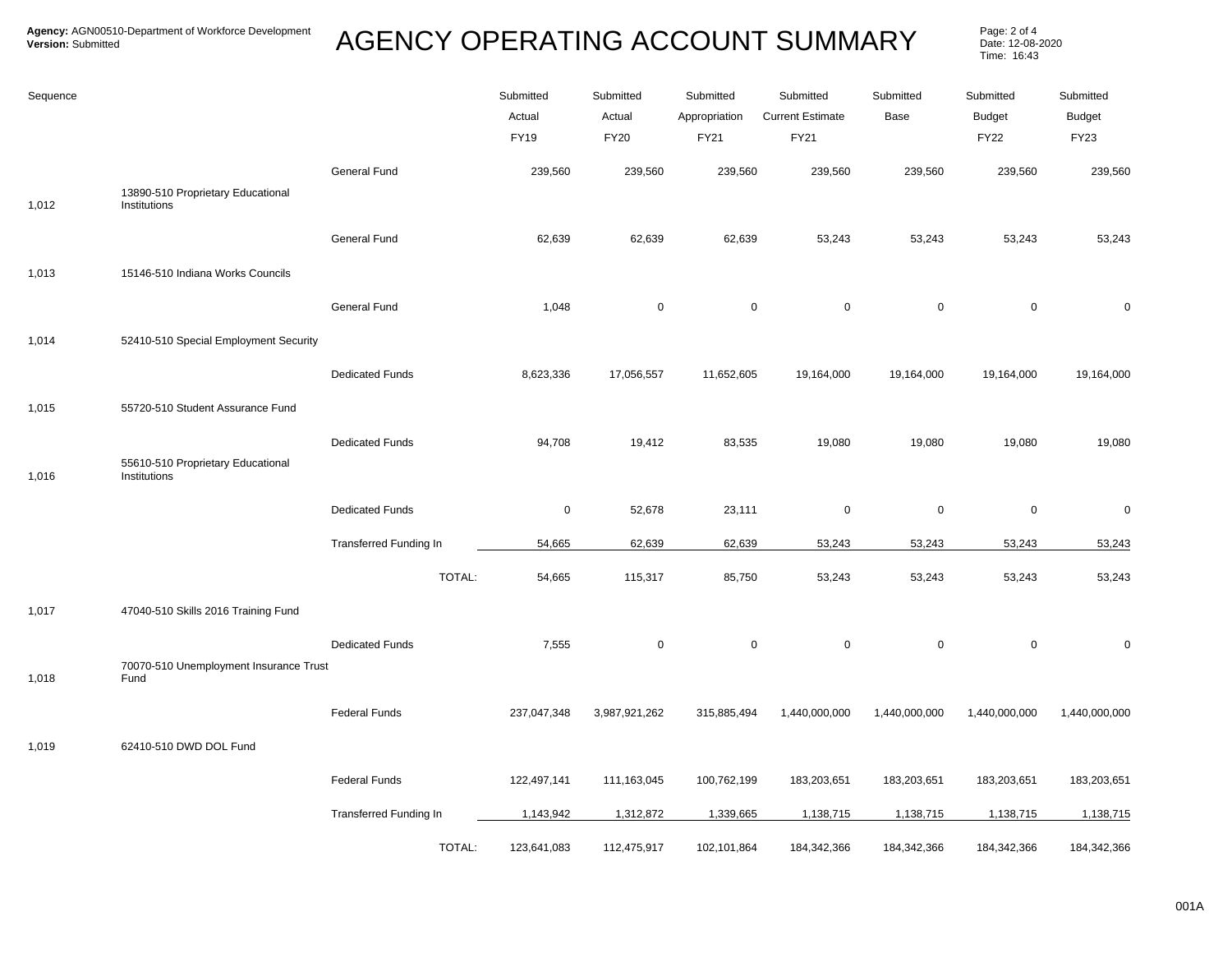**Agency:** AGN00510-Department of Workforce Development
**Version:** Submitted

# AGENCY OPERATING ACCOUNT SUMMARY

Date: 12-08-2020
Time: 16:43

| Sequence | | | Submitted Actual FY19 | Submitted Actual FY20 | Submitted Appropriation FY21 | Submitted Current Estimate FY21 | Submitted Base | Submitted Budget FY22 | Submitted Budget FY23 |
|---|---|---|---|---|---|---|---|---|---|
| | | General Fund | 239,560 | 239,560 | 239,560 | 239,560 | 239,560 | 239,560 | 239,560 |
| 1,012 | 13890-510 Proprietary Educational Institutions | | | | | | | | |
| | | General Fund | 62,639 | 62,639 | 62,639 | 53,243 | 53,243 | 53,243 | 53,243 |
| 1,013 | 15146-510 Indiana Works Councils | | | | | | | | |
| | | General Fund | 1,048 | 0 | 0 | 0 | 0 | 0 | 0 |
| 1,014 | 52410-510 Special Employment Security | | | | | | | | |
| | | Dedicated Funds | 8,623,336 | 17,056,557 | 11,652,605 | 19,164,000 | 19,164,000 | 19,164,000 | 19,164,000 |
| 1,015 | 55720-510 Student Assurance Fund | | | | | | | | |
| | | Dedicated Funds | 94,708 | 19,412 | 83,535 | 19,080 | 19,080 | 19,080 | 19,080 |
| 1,016 | 55610-510 Proprietary Educational Institutions | | | | | | | | |
| | | Dedicated Funds | 0 | 52,678 | 23,111 | 0 | 0 | 0 | 0 |
| | | Transferred Funding In | 54,665 | 62,639 | 62,639 | 53,243 | 53,243 | 53,243 | 53,243 |
| | | TOTAL: | 54,665 | 115,317 | 85,750 | 53,243 | 53,243 | 53,243 | 53,243 |
| 1,017 | 47040-510 Skills 2016 Training Fund | | | | | | | | |
| | | Dedicated Funds | 7,555 | 0 | 0 | 0 | 0 | 0 | 0 |
| 1,018 | 70070-510 Unemployment Insurance Trust Fund | | | | | | | | |
| | | Federal Funds | 237,047,348 | 3,987,921,262 | 315,885,494 | 1,440,000,000 | 1,440,000,000 | 1,440,000,000 | 1,440,000,000 |
| 1,019 | 62410-510 DWD DOL Fund | | | | | | | | |
| | | Federal Funds | 122,497,141 | 111,163,045 | 100,762,199 | 183,203,651 | 183,203,651 | 183,203,651 | 183,203,651 |
| | | Transferred Funding In | 1,143,942 | 1,312,872 | 1,339,665 | 1,138,715 | 1,138,715 | 1,138,715 | 1,138,715 |
| | | TOTAL: | 123,641,083 | 112,475,917 | 102,101,864 | 184,342,366 | 184,342,366 | 184,342,366 | 184,342,366 |

001A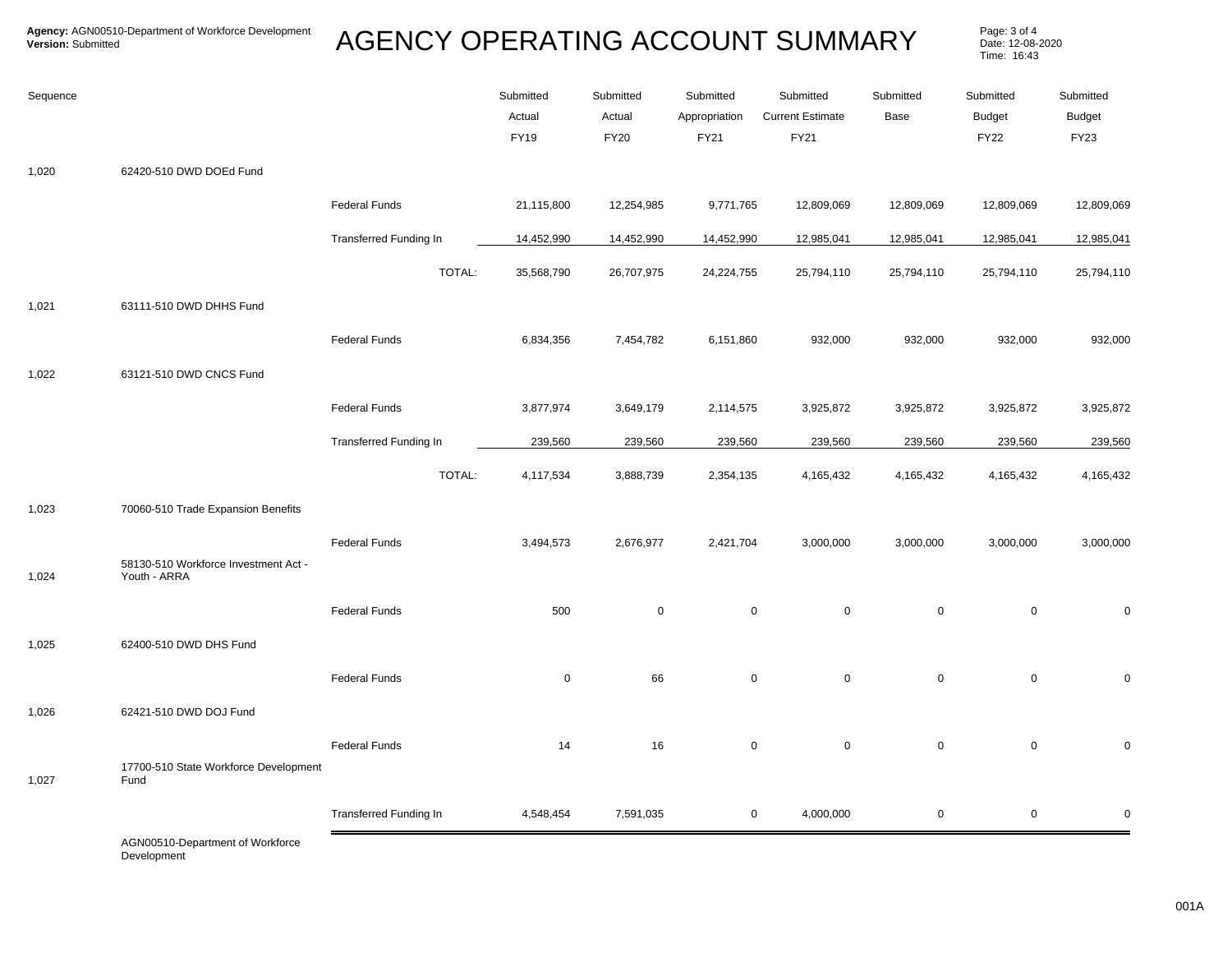**Agency:** AGN00510-Department of Workforce Development
**Version:** Submitted

# AGENCY OPERATING ACCOUNT SUMMARY

Date: 12-08-2020
Time: 16:43

| Sequence | | | Submitted Actual FY19 | Submitted Actual FY20 | Submitted Appropriation FY21 | Submitted Current Estimate FY21 | Submitted Base | Submitted Budget FY22 | Submitted Budget FY23 |
|---|---|---|---|---|---|---|---|---|---|
| 1,020 | 62420-510 DWD DOEd Fund | | | | | | | | |
| | | Federal Funds | 21,115,800 | 12,254,985 | 9,771,765 | 12,809,069 | 12,809,069 | 12,809,069 | 12,809,069 |
| | | Transferred Funding In | 14,452,990 | 14,452,990 | 14,452,990 | 12,985,041 | 12,985,041 | 12,985,041 | 12,985,041 |
| | | TOTAL: | 35,568,790 | 26,707,975 | 24,224,755 | 25,794,110 | 25,794,110 | 25,794,110 | 25,794,110 |
| 1,021 | 63111-510 DWD DHHS Fund | | | | | | | | |
| | | Federal Funds | 6,834,356 | 7,454,782 | 6,151,860 | 932,000 | 932,000 | 932,000 | 932,000 |
| 1,022 | 63121-510 DWD CNCS Fund | | | | | | | | |
| | | Federal Funds | 3,877,974 | 3,649,179 | 2,114,575 | 3,925,872 | 3,925,872 | 3,925,872 | 3,925,872 |
| | | Transferred Funding In | 239,560 | 239,560 | 239,560 | 239,560 | 239,560 | 239,560 | 239,560 |
| | | TOTAL: | 4,117,534 | 3,888,739 | 2,354,135 | 4,165,432 | 4,165,432 | 4,165,432 | 4,165,432 |
| 1,023 | 70060-510 Trade Expansion Benefits | | | | | | | | |
| | | Federal Funds | 3,494,573 | 2,676,977 | 2,421,704 | 3,000,000 | 3,000,000 | 3,000,000 | 3,000,000 |
| 1,024 | 58130-510 Workforce Investment Act - Youth - ARRA | | | | | | | | |
| | | Federal Funds | 500 | 0 | 0 | 0 | 0 | 0 | 0 |
| 1,025 | 62400-510 DWD DHS Fund | | | | | | | | |
| | | Federal Funds | 0 | 66 | 0 | 0 | 0 | 0 | 0 |
| 1,026 | 62421-510 DWD DOJ Fund | | | | | | | | |
| | | Federal Funds | 14 | 16 | 0 | 0 | 0 | 0 | 0 |
| 1,027 | 17700-510 State Workforce Development Fund | | | | | | | | |
| | | Transferred Funding In | 4,548,454 | 7,591,035 | 0 | 4,000,000 | 0 | 0 | 0 |
| | AGN00510-Department of Workforce Development | | | | | | | | |

001A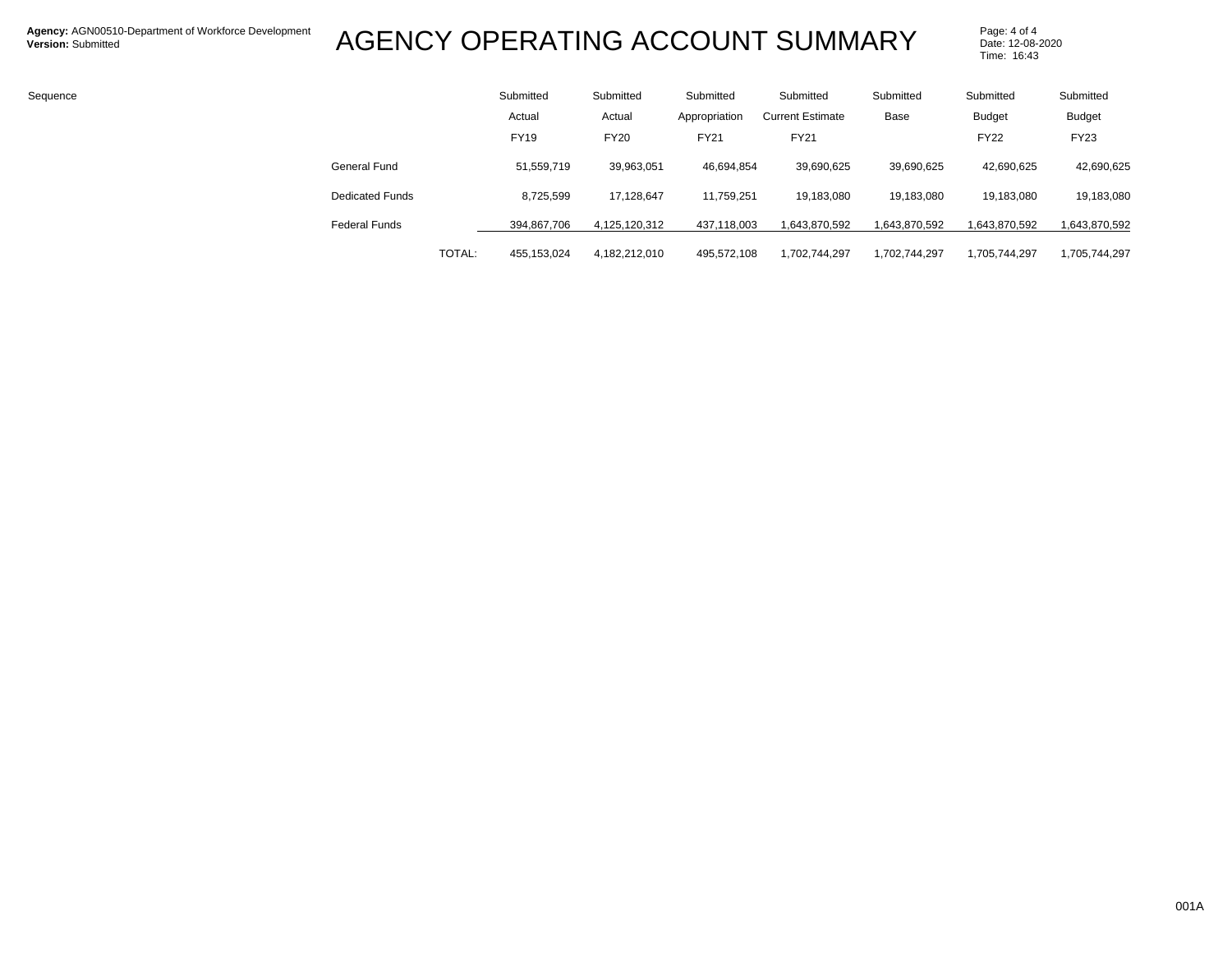**Agency:** AGN00510-Department of Workforce Development
**Version:** Submitted

# AGENCY OPERATING ACCOUNT SUMMARY

Date: 12-08-2020
Time: 16:43

| Sequence | | Submitted Actual FY19 | Submitted Actual FY20 | Submitted Appropriation FY21 | Submitted Current Estimate FY21 | Submitted Base | Submitted Budget FY22 | Submitted Budget FY23 |
|---|---|---|---|---|---|---|---|---|
| General Fund | | 51,559,719 | 39,963,051 | 46,694,854 | 39,690,625 | 39,690,625 | 42,690,625 | 42,690,625 |
| Dedicated Funds | | 8,725,599 | 17,128,647 | 11,759,251 | 19,183,080 | 19,183,080 | 19,183,080 | 19,183,080 |
| Federal Funds | | 394,867,706 | 4,125,120,312 | 437,118,003 | 1,643,870,592 | 1,643,870,592 | 1,643,870,592 | 1,643,870,592 |
| | TOTAL: | 455,153,024 | 4,182,212,010 | 495,572,108 | 1,702,744,297 | 1,702,744,297 | 1,705,744,297 | 1,705,744,297 |

001A